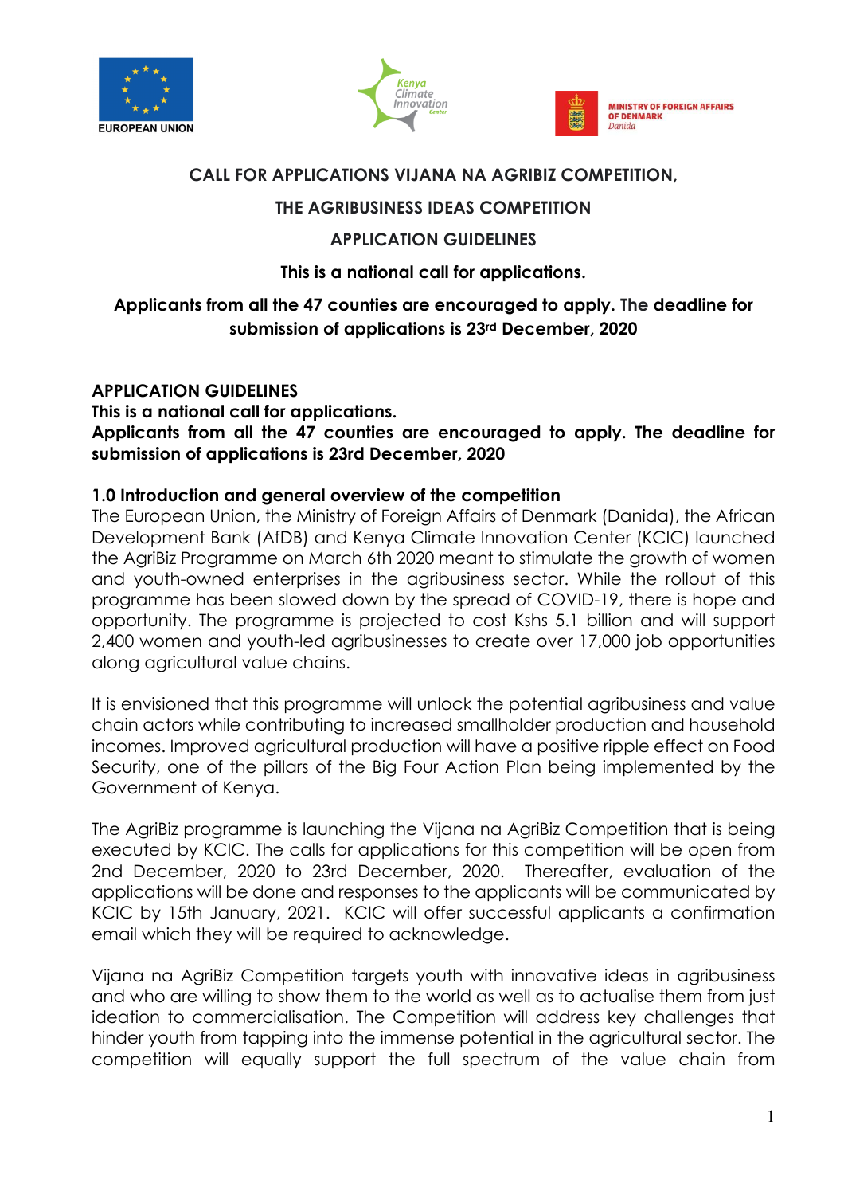**CALL FOR APPLICATIONS VIJANA NA AGRIBIZ COMPETITION,**

**THE AGRIBUSINESS IDEAS COMPETITION**

**APPLICATION GUIDELINES**

**This is a national call for applications.**

**Applicants from all the 47 counties are encouraged to apply. The deadline for submission of applications is 23rd December, 2020**

**APPLICATION GUIDELINES**
**This is a national call for applications.**
**Applicants from all the 47 counties are encouraged to apply. The deadline for submission of applications is 23rd December, 2020**

## 1.0 Introduction and general overview of the competition

The European Union, the Ministry of Foreign Affairs of Denmark (Danida), the African Development Bank (AfDB) and Kenya Climate Innovation Center (KCIC) launched the AgriBiz Programme on March 6th 2020 meant to stimulate the growth of women and youth-owned enterprises in the agribusiness sector. While the rollout of this programme has been slowed down by the spread of COVID-19, there is hope and opportunity. The programme is projected to cost Kshs 5.1 billion and will support 2,400 women and youth-led agribusinesses to create over 17,000 job opportunities along agricultural value chains.

It is envisioned that this programme will unlock the potential agribusiness and value chain actors while contributing to increased smallholder production and household incomes. Improved agricultural production will have a positive ripple effect on Food Security, one of the pillars of the Big Four Action Plan being implemented by the Government of Kenya.

The AgriBiz programme is launching the Vijana na AgriBiz Competition that is being executed by KCIC. The calls for applications for this competition will be open from 2nd December, 2020 to 23rd December, 2020. Thereafter, evaluation of the applications will be done and responses to the applicants will be communicated by KCIC by 15th January, 2021. KCIC will offer successful applicants a confirmation email which they will be required to acknowledge.

Vijana na AgriBiz Competition targets youth with innovative ideas in agribusiness and who are willing to show them to the world as well as to actualise them from just ideation to commercialisation. The Competition will address key challenges that hinder youth from tapping into the immense potential in the agricultural sector. The competition will equally support the full spectrum of the value chain from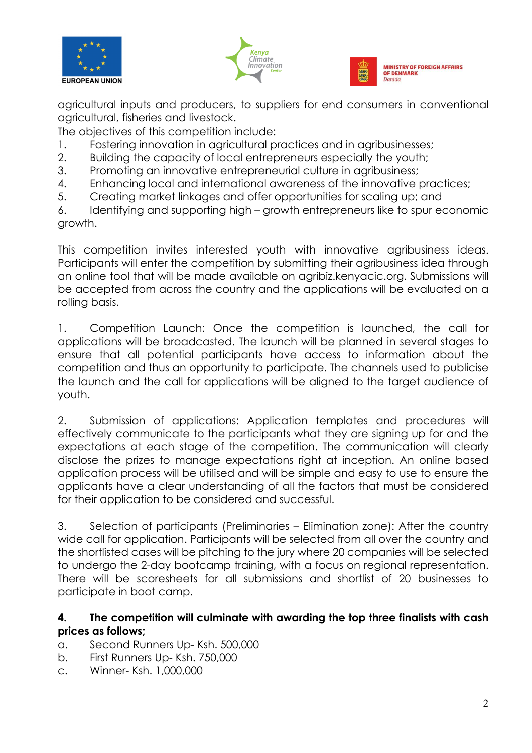agricultural inputs and producers, to suppliers for end consumers in conventional agricultural, fisheries and livestock.

The objectives of this competition include:

1. Fostering innovation in agricultural practices and in agribusinesses;
2. Building the capacity of local entrepreneurs especially the youth;
3. Promoting an innovative entrepreneurial culture in agribusiness;
4. Enhancing local and international awareness of the innovative practices;
5. Creating market linkages and offer opportunities for scaling up; and
6. Identifying and supporting high – growth entrepreneurs like to spur economic growth.

This competition invites interested youth with innovative agribusiness ideas. Participants will enter the competition by submitting their agribusiness idea through an online tool that will be made available on agribiz.kenyacic.org. Submissions will be accepted from across the country and the applications will be evaluated on a rolling basis.

1. Competition Launch: Once the competition is launched, the call for applications will be broadcasted. The launch will be planned in several stages to ensure that all potential participants have access to information about the competition and thus an opportunity to participate. The channels used to publicise the launch and the call for applications will be aligned to the target audience of youth.

2. Submission of applications: Application templates and procedures will effectively communicate to the participants what they are signing up for and the expectations at each stage of the competition. The communication will clearly disclose the prizes to manage expectations right at inception. An online based application process will be utilised and will be simple and easy to use to ensure the applicants have a clear understanding of all the factors that must be considered for their application to be considered and successful.

3. Selection of participants (Preliminaries – Elimination zone): After the country wide call for application. Participants will be selected from all over the country and the shortlisted cases will be pitching to the jury where 20 companies will be selected to undergo the 2-day bootcamp training, with a focus on regional representation. There will be scoresheets for all submissions and shortlist of 20 businesses to participate in boot camp.

**4. The competition will culminate with awarding the top three finalists with cash prices as follows;**

a. Second Runners Up- Ksh. 500,000
b. First Runners Up- Ksh. 750,000
c. Winner- Ksh. 1,000,000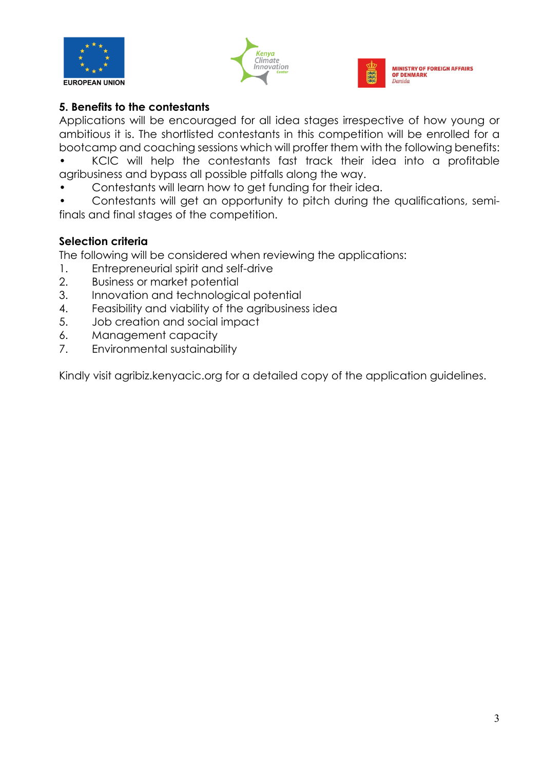## 5. Benefits to the contestants

Applications will be encouraged for all idea stages irrespective of how young or ambitious it is. The shortlisted contestants in this competition will be enrolled for a bootcamp and coaching sessions which will proffer them with the following benefits:

- KCIC will help the contestants fast track their idea into a profitable agribusiness and bypass all possible pitfalls along the way.
- Contestants will learn how to get funding for their idea.
- Contestants will get an opportunity to pitch during the qualifications, semi-finals and final stages of the competition.

### Selection criteria

The following will be considered when reviewing the applications:

1. Entrepreneurial spirit and self-drive
2. Business or market potential
3. Innovation and technological potential
4. Feasibility and viability of the agribusiness idea
5. Job creation and social impact
6. Management capacity
7. Environmental sustainability

Kindly visit agribiz.kenyacic.org for a detailed copy of the application guidelines.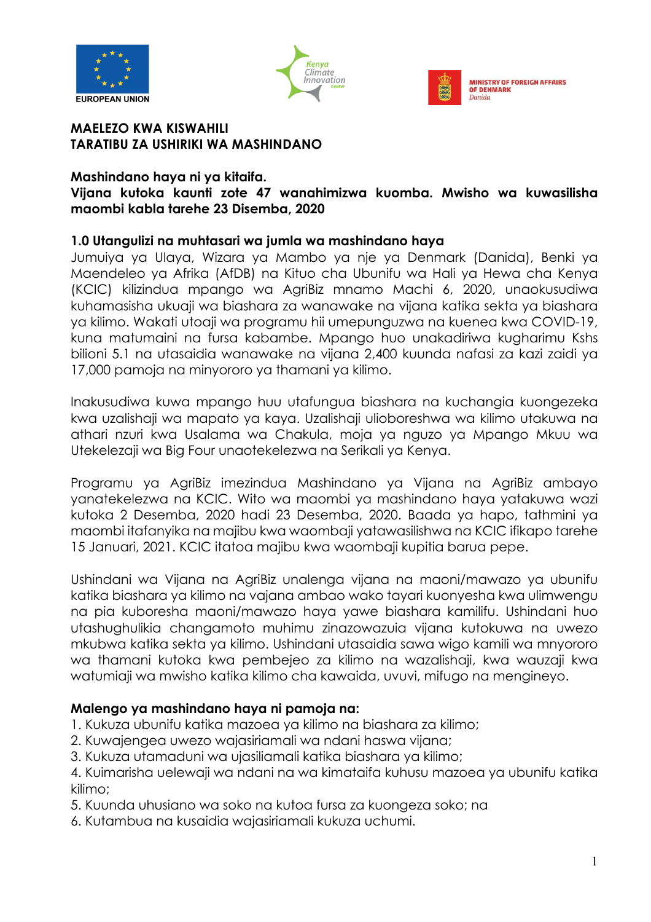**MAELEZO KWA KISWAHILI**
**TARATIBU ZA USHIRIKI WA MASHINDANO**

**Mashindano haya ni ya kitaifa.**
**Vijana kutoka kaunti zote 47 wanahimizwa kuomba. Mwisho wa kuwasilisha maombi kabla tarehe 23 Disemba, 2020**

## 1.0 Utangulizi na muhtasari wa jumla wa mashindano haya

Jumuiya ya Ulaya, Wizara ya Mambo ya nje ya Denmark (Danida), Benki ya Maendeleo ya Afrika (AfDB) na Kituo cha Ubunifu wa Hali ya Hewa cha Kenya (KCIC) kilizindua mpango wa AgriBiz mnamo Machi 6, 2020, unaokusudiwa kuhamasisha ukuaji wa biashara za wanawake na vijana katika sekta ya biashara ya kilimo. Wakati utoaji wa programu hii umepunguzwa na kuenea kwa COVID-19, kuna matumaini na fursa kabambe. Mpango huo unakadiriwa kugharimu Kshs bilioni 5.1 na utasaidia wanawake na vijana 2,400 kuunda nafasi za kazi zaidi ya 17,000 pamoja na minyororo ya thamani ya kilimo.

Inakusudiwa kuwa mpango huu utafungua biashara na kuchangia kuongezeka kwa uzalishaji wa mapato ya kaya. Uzalishaji ulioboreshwa wa kilimo utakuwa na athari nzuri kwa Usalama wa Chakula, moja ya nguzo ya Mpango Mkuu wa Utekelezaji wa Big Four unaotekelezwa na Serikali ya Kenya.

Programu ya AgriBiz imezindua Mashindano ya Vijana na AgriBiz ambayo yanatekelezwa na KCIC. Wito wa maombi ya mashindano haya yatakuwa wazi kutoka 2 Desemba, 2020 hadi 23 Desemba, 2020. Baada ya hapo, tathmini ya maombi itafanyika na majibu kwa waombaji yatawasilishwa na KCIC ifikapo tarehe 15 Januari, 2021. KCIC itatoa majibu kwa waombaji kupitia barua pepe.

Ushindani wa Vijana na AgriBiz unalenga vijana na maoni/mawazo ya ubunifu katika biashara ya kilimo na vajana ambao wako tayari kuonyesha kwa ulimwengu na pia kuboresha maoni/mawazo haya yawe biashara kamilifu. Ushindani huo utashughulikia changamoto muhimu zinazowazuia vijana kutokuwa na uwezo mkubwa katika sekta ya kilimo. Ushindani utasaidia sawa wigo kamili wa mnyororo wa thamani kutoka kwa pembejeo za kilimo na wazalishaji, kwa wauzaji kwa watumiaji wa mwisho katika kilimo cha kawaida, uvuvi, mifugo na mengineyo.

**Malengo ya mashindano haya ni pamoja na:**

1. Kukuza ubunifu katika mazoea ya kilimo na biashara za kilimo;
2. Kuwajengea uwezo wajasiriamali wa ndani haswa vijana;
3. Kukuza utamaduni wa ujasiliamali katika biashara ya kilimo;
4. Kuimarisha uelewaji wa ndani na wa kimataifa kuhusu mazoea ya ubunifu katika kilimo;
5. Kuunda uhusiano wa soko na kutoa fursa za kuongeza soko; na
6. Kutambua na kusaidia wajasiriamali kukuza uchumi.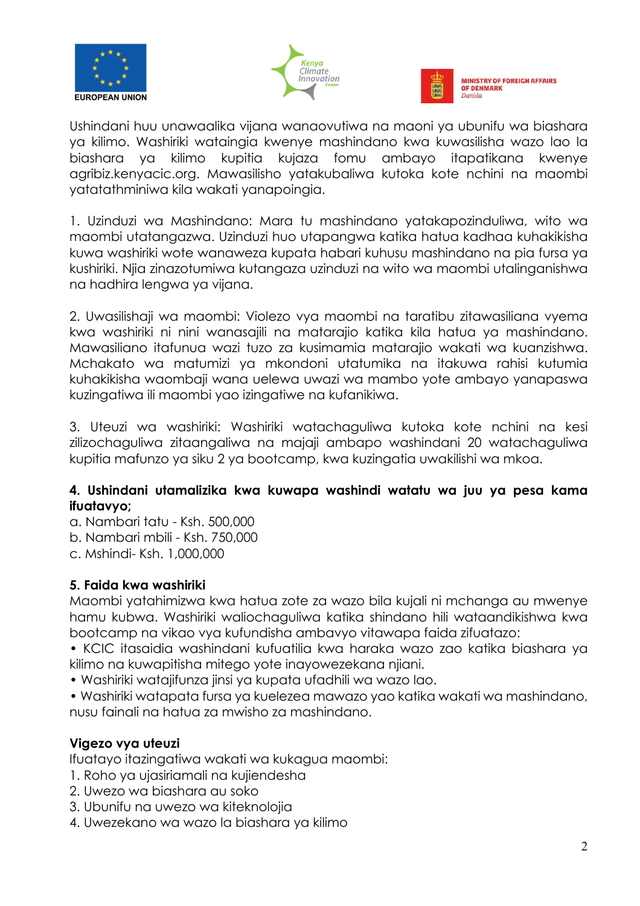Ushindani huu unawaalika vijana wanaovutiwa na maoni ya ubunifu wa biashara ya kilimo. Washiriki wataingia kwenye mashindano kwa kuwasilisha wazo lao la biashara ya kilimo kupitia kujaza fomu ambayo itapatikana kwenye agribiz.kenyacic.org. Mawasilisho yatakubaliwa kutoka kote nchini na maombi yatatathminiwa kila wakati yanapoingia.

1. Uzinduzi wa Mashindano: Mara tu mashindano yatakapozinduliwa, wito wa maombi utatangazwa. Uzinduzi huo utapangwa katika hatua kadhaa kuhakikisha kuwa washiriki wote wanaweza kupata habari kuhusu mashindano na pia fursa ya kushiriki. Njia zinazotumiwa kutangaza uzinduzi na wito wa maombi utalinganishwa na hadhira lengwa ya vijana.

2. Uwasilishaji wa maombi: Violezo vya maombi na taratibu zitawasiliana vyema kwa washiriki ni nini wanasajili na matarajio katika kila hatua ya mashindano. Mawasiliano itafunua wazi tuzo za kusimamia matarajio wakati wa kuanzishwa. Mchakato wa matumizi ya mkondoni utatumika na itakuwa rahisi kutumia kuhakikisha waombaji wana uelewa uwazi wa mambo yote ambayo yanapaswa kuzingatiwa ili maombi yao izingatiwe na kufanikiwa.

3. Uteuzi wa washiriki: Washiriki watachaguliwa kutoka kote nchini na kesi zilizochaguliwa zitaangaliwa na majaji ambapo washindani 20 watachaguliwa kupitia mafunzo ya siku 2 ya bootcamp, kwa kuzingatia uwakilishi wa mkoa.

**4. Ushindani utamalizika kwa kuwapa washindi watatu wa juu ya pesa kama ifuatavyo;**

a. Nambari tatu - Ksh. 500,000
b. Nambari mbili - Ksh. 750,000
c. Mshindi- Ksh. 1,000,000

**5. Faida kwa washiriki**

Maombi yatahimizwa kwa hatua zote za wazo bila kujali ni mchanga au mwenye hamu kubwa. Washiriki waliochaguliwa katika shindano hili wataandikishwa kwa bootcamp na vikao vya kufundisha ambavyo vitawapa faida zifuatazo:

- KCIC itasaidia washindani kufuatilia kwa haraka wazo zao katika biashara ya kilimo na kuwapitisha mitego yote inayowezekana njiani.
- Washiriki watajifunza jinsi ya kupata ufadhili wa wazo lao.
- Washiriki watapata fursa ya kuelezea mawazo yao katika wakati wa mashindano, nusu fainali na hatua za mwisho za mashindano.

**Vigezo vya uteuzi**

Ifuatayo itazingatiwa wakati wa kukagua maombi:

1. Roho ya ujasiriamali na kujiendesha
2. Uwezo wa biashara au soko
3. Ubunifu na uwezo wa kiteknolojia
4. Uwezekano wa wazo la biashara ya kilimo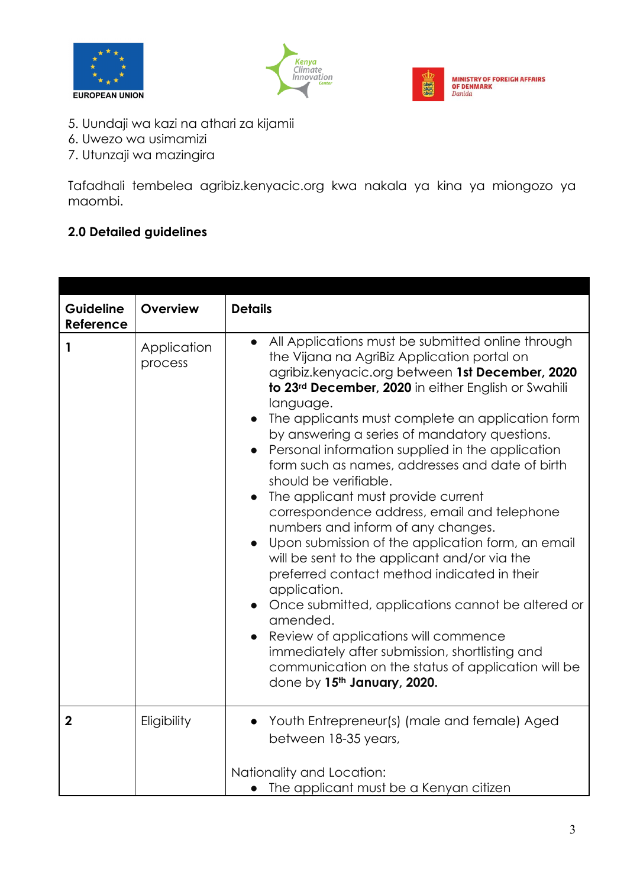5. Uundaji wa kazi na athari za kijamii
6. Uwezo wa usimamizi
7. Utunzaji wa mazingira

Tafadhali tembelea agribiz.kenyacic.org kwa nakala ya kina ya miongozo ya maombi.

**2.0 Detailed guidelines**

| **Guideline Reference** | **Overview** | **Details** |
|---|---|---|
| **1** | Application process | • All Applications must be submitted online through the Vijana na AgriBiz Application portal on agribiz.kenyacic.org between **1st December, 2020 to 23rd December, 2020** in either English or Swahili language.<br>• The applicants must complete an application form by answering a series of mandatory questions.<br>• Personal information supplied in the application form such as names, addresses and date of birth should be verifiable.<br>• The applicant must provide current correspondence address, email and telephone numbers and inform of any changes.<br>• Upon submission of the application form, an email will be sent to the applicant and/or via the preferred contact method indicated in their application.<br>• Once submitted, applications cannot be altered or amended.<br>• Review of applications will commence immediately after submission, shortlisting and communication on the status of application will be done by **15th January, 2020.** |
| **2** | Eligibility | • Youth Entrepreneur(s) (male and female) Aged between 18-35 years,<br><br>Nationality and Location:<br>• The applicant must be a Kenyan citizen |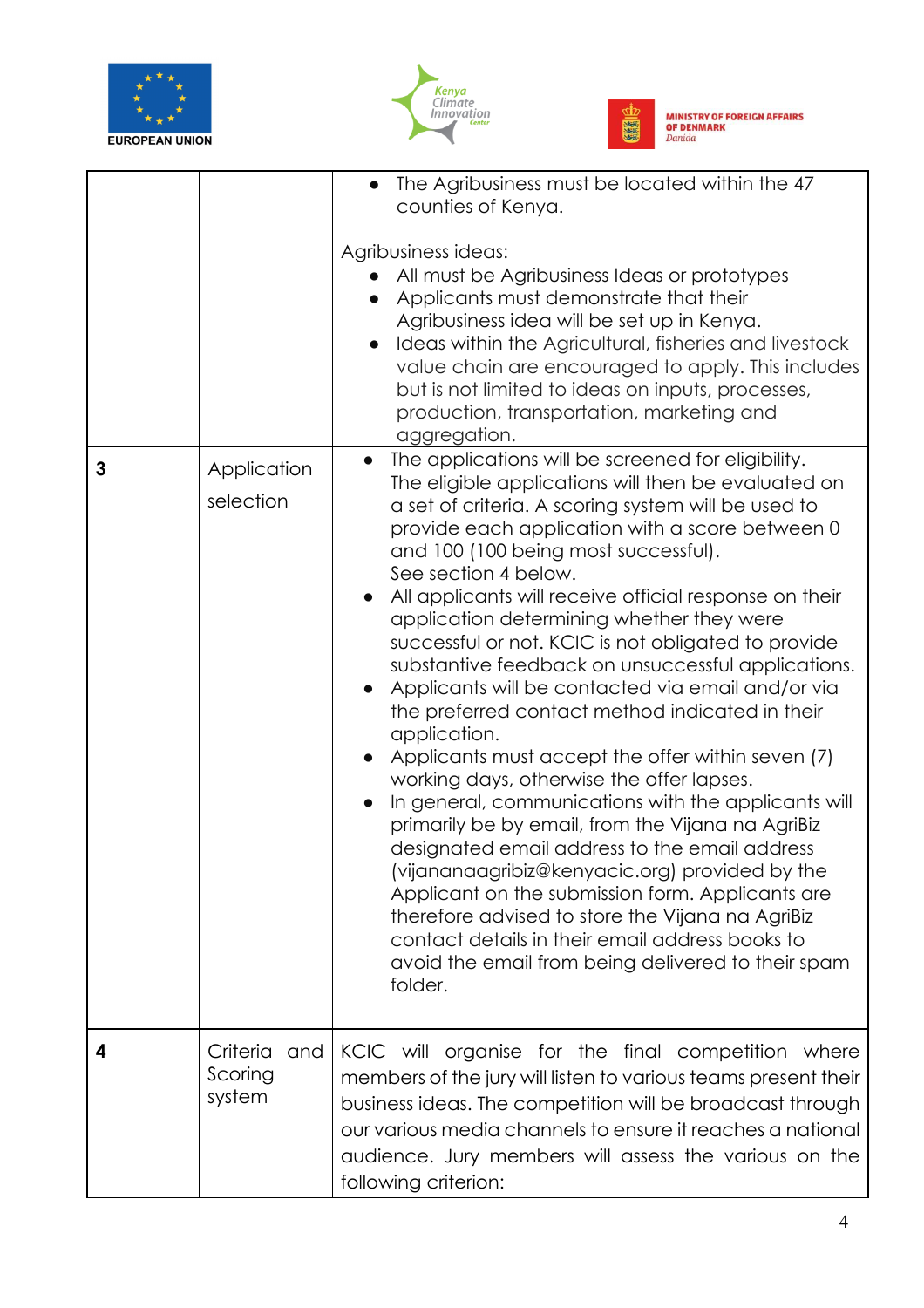| | | |
|---|---|---|
| | | • The Agribusiness must be located within the 47 counties of Kenya.<br><br>Agribusiness ideas:<br>• All must be Agribusiness Ideas or prototypes<br>• Applicants must demonstrate that their Agribusiness idea will be set up in Kenya.<br>• Ideas within the Agricultural, fisheries and livestock value chain are encouraged to apply. This includes but is not limited to ideas on inputs, processes, production, transportation, marketing and aggregation. |
| **3** | Application selection | • The applications will be screened for eligibility. The eligible applications will then be evaluated on a set of criteria. A scoring system will be used to provide each application with a score between 0 and 100 (100 being most successful). See section 4 below.<br>• All applicants will receive official response on their application determining whether they were successful or not. KCIC is not obligated to provide substantive feedback on unsuccessful applications.<br>• Applicants will be contacted via email and/or via the preferred contact method indicated in their application.<br>• Applicants must accept the offer within seven (7) working days, otherwise the offer lapses.<br>• In general, communications with the applicants will primarily be by email, from the Vijana na AgriBiz designated email address to the email address (vijananaagribiz@kenyacic.org) provided by the Applicant on the submission form. Applicants are therefore advised to store the Vijana na AgriBiz contact details in their email address books to avoid the email from being delivered to their spam folder. |
| **4** | Criteria and Scoring system | KCIC will organise for the final competition where members of the jury will listen to various teams present their business ideas. The competition will be broadcast through our various media channels to ensure it reaches a national audience. Jury members will assess the various on the following criterion: |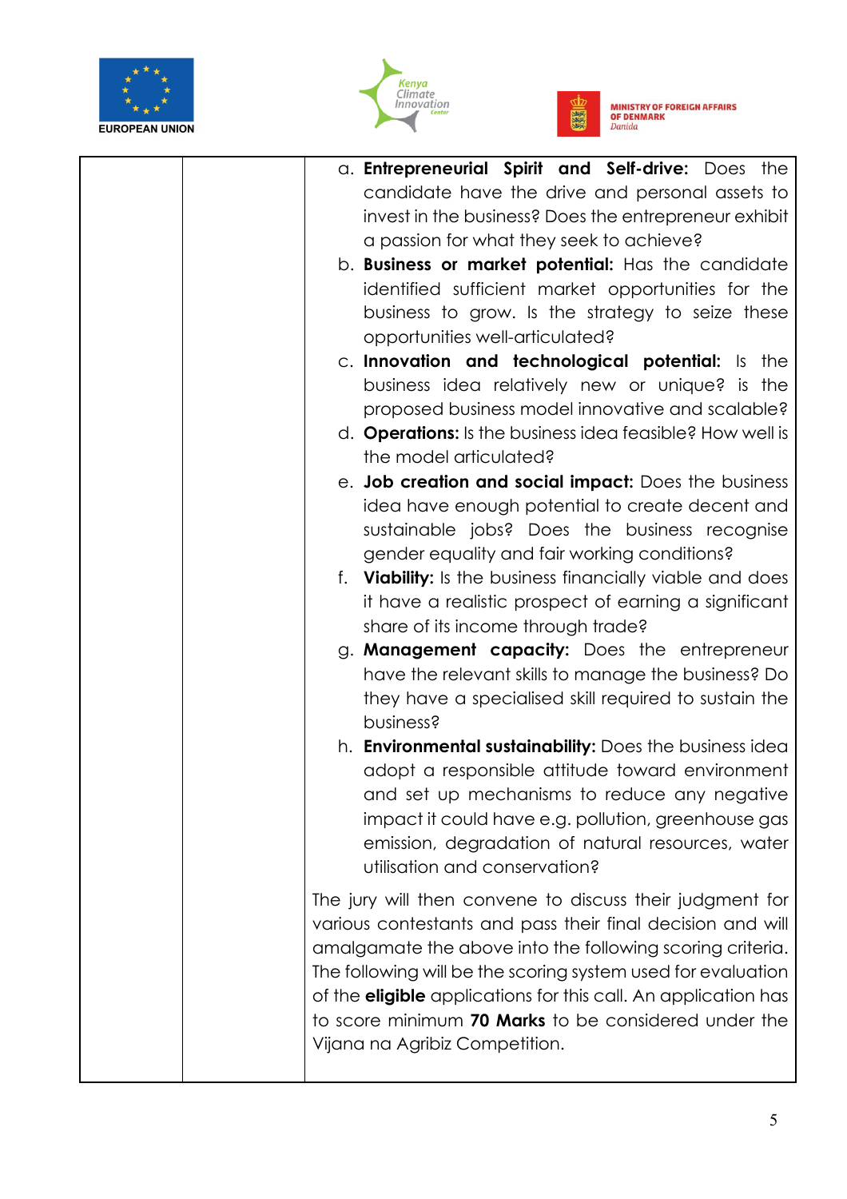| | | a. **Entrepreneurial Spirit and Self-drive:** Does the candidate have the drive and personal assets to invest in the business? Does the entrepreneur exhibit a passion for what they seek to achieve?<br>b. **Business or market potential:** Has the candidate identified sufficient market opportunities for the business to grow. Is the strategy to seize these opportunities well-articulated?<br>c. **Innovation and technological potential:** Is the business idea relatively new or unique? is the proposed business model innovative and scalable?<br>d. **Operations:** Is the business idea feasible? How well is the model articulated?<br>e. **Job creation and social impact:** Does the business idea have enough potential to create decent and sustainable jobs? Does the business recognise gender equality and fair working conditions?<br>f. **Viability:** Is the business financially viable and does it have a realistic prospect of earning a significant share of its income through trade?<br>g. **Management capacity:** Does the entrepreneur have the relevant skills to manage the business? Do they have a specialised skill required to sustain the business?<br>h. **Environmental sustainability:** Does the business idea adopt a responsible attitude toward environment and set up mechanisms to reduce any negative impact it could have e.g. pollution, greenhouse gas emission, degradation of natural resources, water utilisation and conservation?<br><br>The jury will then convene to discuss their judgment for various contestants and pass their final decision and will amalgamate the above into the following scoring criteria. The following will be the scoring system used for evaluation of the **eligible** applications for this call. An application has to score minimum **70 Marks** to be considered under the Vijana na Agribiz Competition. |
|---|---|---|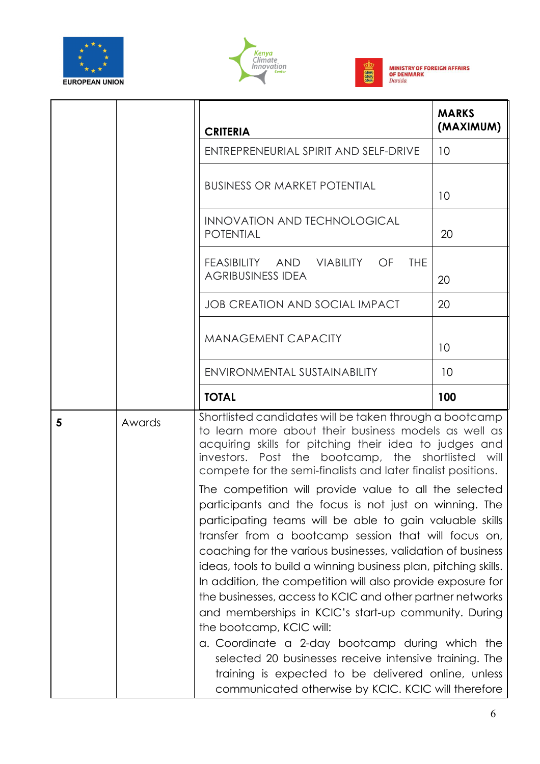| | | | |
|---|---|---|---|
| | | **CRITERIA** | **MARKS (MAXIMUM)** |
| | | ENTREPRENEURIAL SPIRIT AND SELF-DRIVE | 10 |
| | | BUSINESS OR MARKET POTENTIAL | 10 |
| | | INNOVATION AND TECHNOLOGICAL POTENTIAL | 20 |
| | | FEASIBILITY AND VIABILITY OF THE AGRIBUSINESS IDEA | 20 |
| | | JOB CREATION AND SOCIAL IMPACT | 20 |
| | | MANAGEMENT CAPACITY | 10 |
| | | ENVIRONMENTAL SUSTAINABILITY | 10 |
| | | **TOTAL** | **100** |
| **5** | Awards | Shortlisted candidates will be taken through a bootcamp to learn more about their business models as well as acquiring skills for pitching their idea to judges and investors. Post the bootcamp, the shortlisted will compete for the semi-finalists and later finalist positions.<br><br>The competition will provide value to all the selected participants and the focus is not just on winning. The participating teams will be able to gain valuable skills transfer from a bootcamp session that will focus on, coaching for the various businesses, validation of business ideas, tools to build a winning business plan, pitching skills. In addition, the competition will also provide exposure for the businesses, access to KCIC and other partner networks and memberships in KCIC's start-up community. During the bootcamp, KCIC will:<br>a. Coordinate a 2-day bootcamp during which the selected 20 businesses receive intensive training. The training is expected to be delivered online, unless communicated otherwise by KCIC. KCIC will therefore | |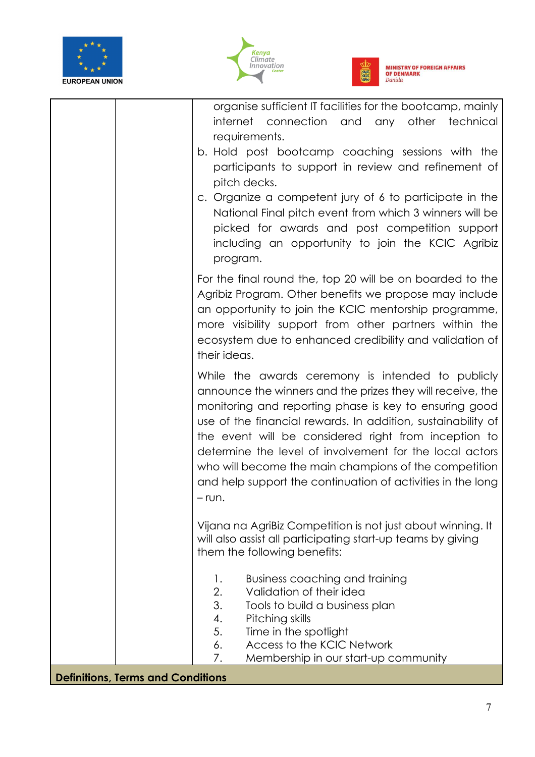| | | organise sufficient IT facilities for the bootcamp, mainly internet connection and any other technical requirements.<br>b. Hold post bootcamp coaching sessions with the participants to support in review and refinement of pitch decks.<br>c. Organize a competent jury of 6 to participate in the National Final pitch event from which 3 winners will be picked for awards and post competition support including an opportunity to join the KCIC Agribiz program.<br><br>For the final round the, top 20 will be on boarded to the Agribiz Program. Other benefits we propose may include an opportunity to join the KCIC mentorship programme, more visibility support from other partners within the ecosystem due to enhanced credibility and validation of their ideas.<br><br>While the awards ceremony is intended to publicly announce the winners and the prizes they will receive, the monitoring and reporting phase is key to ensuring good use of the financial rewards. In addition, sustainability of the event will be considered right from inception to determine the level of involvement for the local actors who will become the main champions of the competition and help support the continuation of activities in the long – run.<br><br>Vijana na AgriBiz Competition is not just about winning. It will also assist all participating start-up teams by giving them the following benefits:<br><br>1. Business coaching and training<br>2. Validation of their idea<br>3. Tools to build a business plan<br>4. Pitching skills<br>5. Time in the spotlight<br>6. Access to the KCIC Network<br>7. Membership in our start-up community |
|---|---|---|
| **Definitions, Terms and Conditions** | | |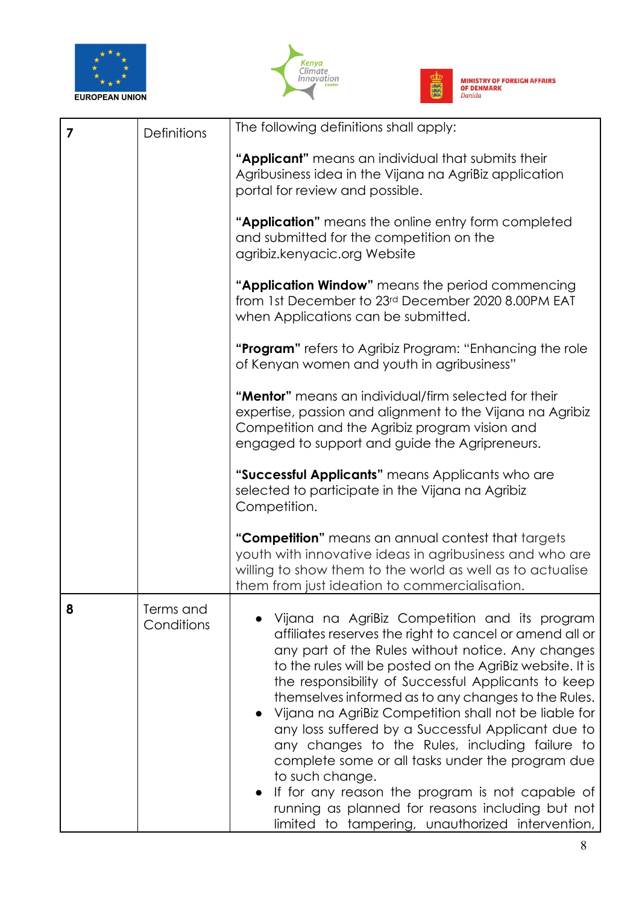| 7 | Definitions | The following definitions shall apply:<br><br>**"Applicant"** means an individual that submits their Agribusiness idea in the Vijana na AgriBiz application portal for review and possible.<br><br>**"Application"** means the online entry form completed and submitted for the competition on the agribiz.kenyacic.org Website<br><br>**"Application Window"** means the period commencing from 1st December to 23rd December 2020 8.00PM EAT when Applications can be submitted.<br><br>**"Program"** refers to Agribiz Program: "Enhancing the role of Kenyan women and youth in agribusiness"<br><br>**"Mentor"** means an individual/firm selected for their expertise, passion and alignment to the Vijana na Agribiz Competition and the Agribiz program vision and engaged to support and guide the Agripreneurs.<br><br>**"Successful Applicants"** means Applicants who are selected to participate in the Vijana na Agribiz Competition.<br><br>**"Competition"** means an annual contest that targets youth with innovative ideas in agribusiness and who are willing to show them to the world as well as to actualise them from just ideation to commercialisation. |
|---|---|---|
| 8 | Terms and Conditions | • Vijana na AgriBiz Competition and its program affiliates reserves the right to cancel or amend all or any part of the Rules without notice. Any changes to the rules will be posted on the AgriBiz website. It is the responsibility of Successful Applicants to keep themselves informed as to any changes to the Rules.<br>• Vijana na AgriBiz Competition shall not be liable for any loss suffered by a Successful Applicant due to any changes to the Rules, including failure to complete some or all tasks under the program due to such change.<br>• If for any reason the program is not capable of running as planned for reasons including but not limited to tampering, unauthorized intervention, |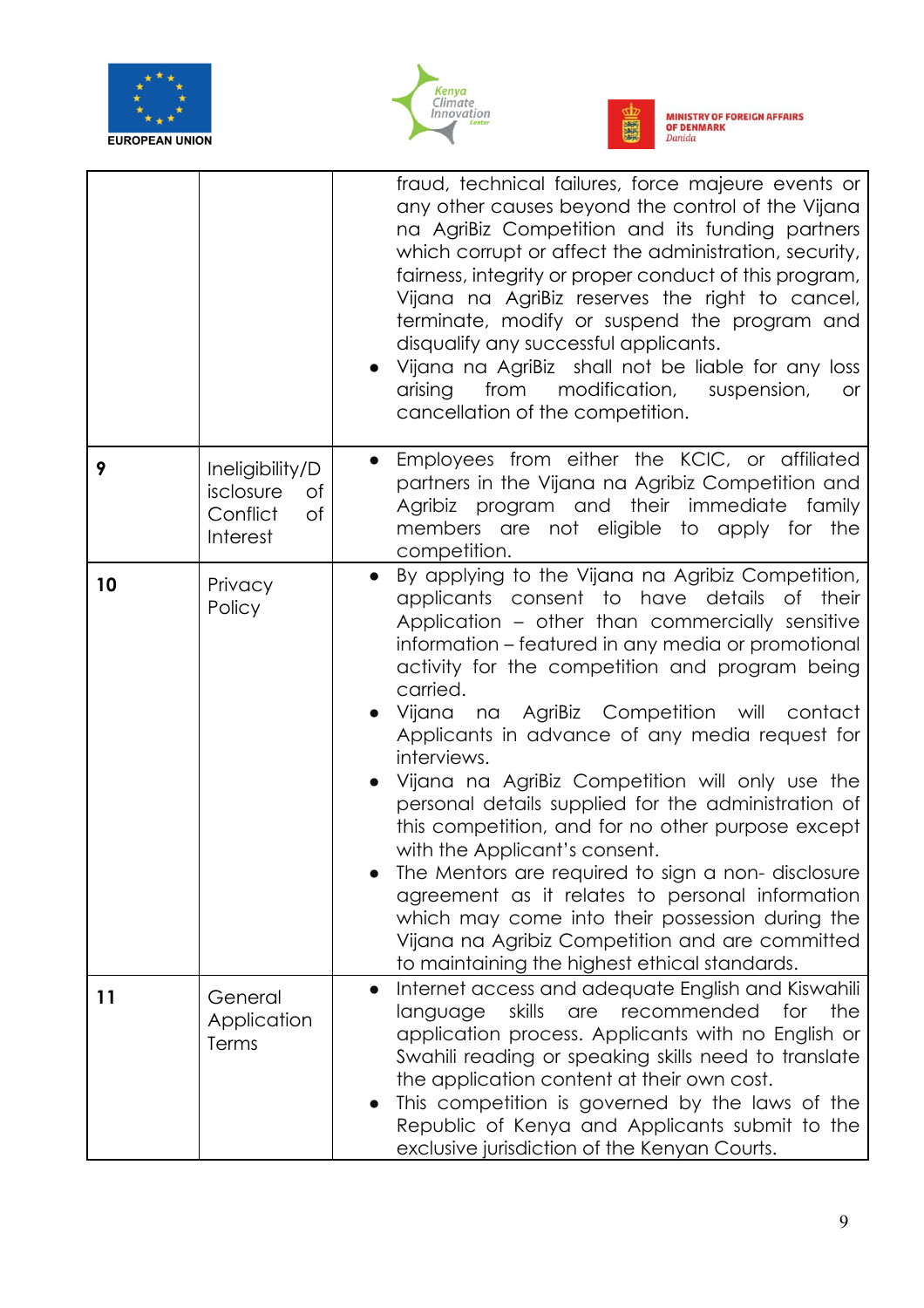| | | |
|---|---|---|
| | | fraud, technical failures, force majeure events or any other causes beyond the control of the Vijana na AgriBiz Competition and its funding partners which corrupt or affect the administration, security, fairness, integrity or proper conduct of this program, Vijana na AgriBiz reserves the right to cancel, terminate, modify or suspend the program and disqualify any successful applicants.<br>• Vijana na AgriBiz shall not be liable for any loss arising from modification, suspension, or cancellation of the competition. |
| **9** | Ineligibility/Disclosure of Conflict of Interest | • Employees from either the KCIC, or affiliated partners in the Vijana na Agribiz Competition and Agribiz program and their immediate family members are not eligible to apply for the competition. |
| **10** | Privacy Policy | • By applying to the Vijana na Agribiz Competition, applicants consent to have details of their Application – other than commercially sensitive information – featured in any media or promotional activity for the competition and program being carried.<br>• Vijana na AgriBiz Competition will contact Applicants in advance of any media request for interviews.<br>• Vijana na AgriBiz Competition will only use the personal details supplied for the administration of this competition, and for no other purpose except with the Applicant's consent.<br>• The Mentors are required to sign a non- disclosure agreement as it relates to personal information which may come into their possession during the Vijana na Agribiz Competition and are committed to maintaining the highest ethical standards. |
| **11** | General Application Terms | • Internet access and adequate English and Kiswahili language skills are recommended for the application process. Applicants with no English or Swahili reading or speaking skills need to translate the application content at their own cost.<br>• This competition is governed by the laws of the Republic of Kenya and Applicants submit to the exclusive jurisdiction of the Kenyan Courts. |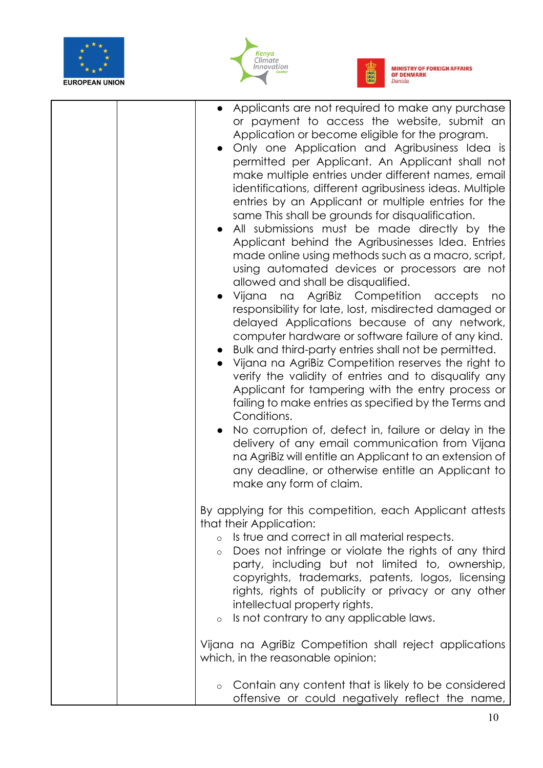| | | <ul><li>Applicants are not required to make any purchase or payment to access the website, submit an Application or become eligible for the program.</li><li>Only one Application and Agribusiness Idea is permitted per Applicant. An Applicant shall not make multiple entries under different names, email identifications, different agribusiness ideas. Multiple entries by an Applicant or multiple entries for the same This shall be grounds for disqualification.</li><li>All submissions must be made directly by the Applicant behind the Agribusinesses Idea. Entries made online using methods such as a macro, script, using automated devices or processors are not allowed and shall be disqualified.</li><li>Vijana na AgriBiz Competition accepts no responsibility for late, lost, misdirected damaged or delayed Applications because of any network, computer hardware or software failure of any kind.</li><li>Bulk and third-party entries shall not be permitted.</li><li>Vijana na AgriBiz Competition reserves the right to verify the validity of entries and to disqualify any Applicant for tampering with the entry process or failing to make entries as specified by the Terms and Conditions.</li><li>No corruption of, defect in, failure or delay in the delivery of any email communication from Vijana na AgriBiz will entitle an Applicant to an extension of any deadline, or otherwise entitle an Applicant to make any form of claim.</li></ul><br>By applying for this competition, each Applicant attests that their Application:<ul><li>Is true and correct in all material respects.</li><li>Does not infringe or violate the rights of any third party, including but not limited to, ownership, copyrights, trademarks, patents, logos, licensing rights, rights of publicity or privacy or any other intellectual property rights.</li><li>Is not contrary to any applicable laws.</li></ul><br>Vijana na AgriBiz Competition shall reject applications which, in the reasonable opinion:<ul><li>Contain any content that is likely to be considered offensive or could negatively reflect the name,</li></ul> |
|---|---|---|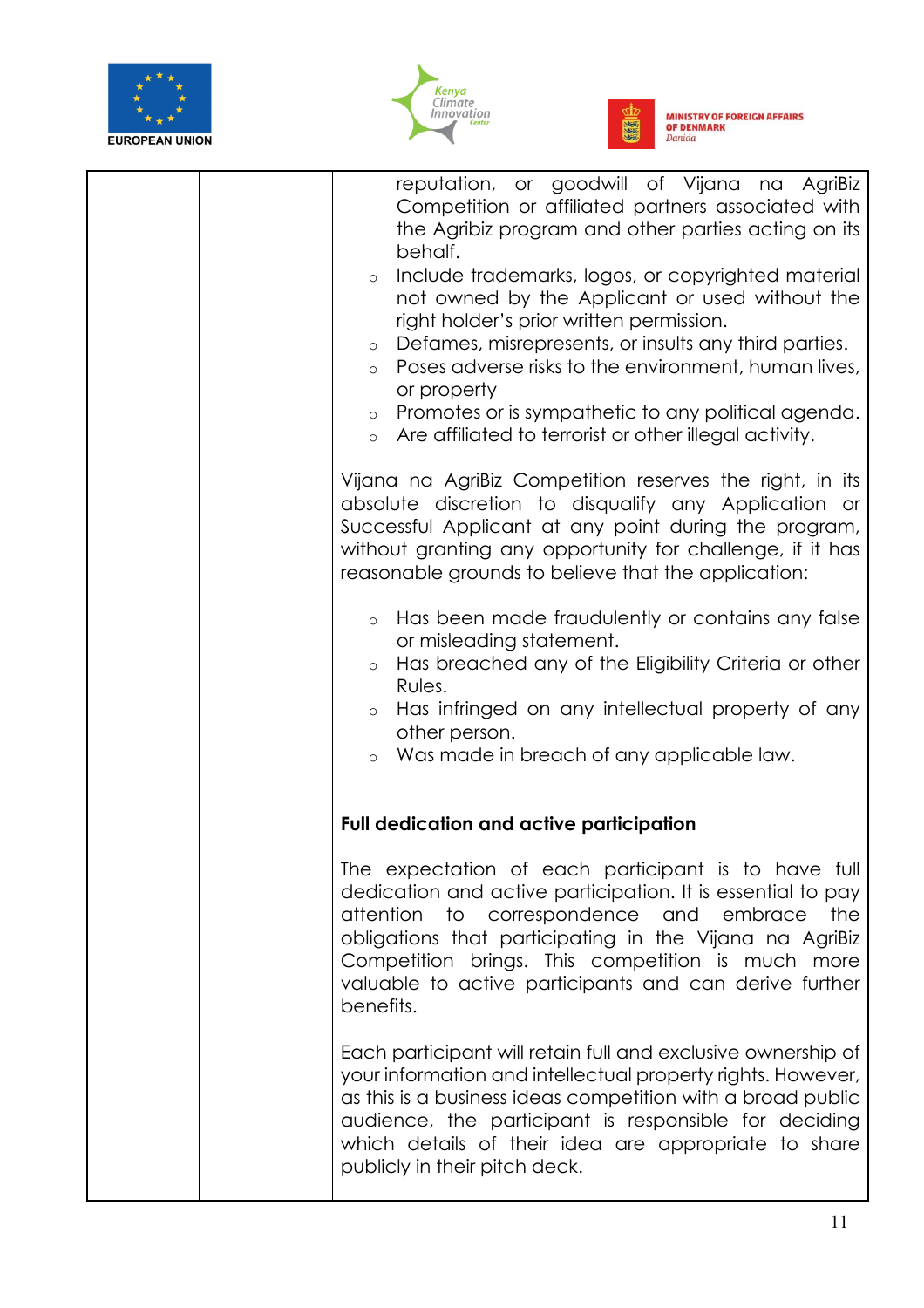| | | reputation, or goodwill of Vijana na AgriBiz Competition or affiliated partners associated with the Agribiz program and other parties acting on its behalf.<br>◦ Include trademarks, logos, or copyrighted material not owned by the Applicant or used without the right holder's prior written permission.<br>◦ Defames, misrepresents, or insults any third parties.<br>◦ Poses adverse risks to the environment, human lives, or property<br>◦ Promotes or is sympathetic to any political agenda.<br>◦ Are affiliated to terrorist or other illegal activity.<br><br>Vijana na AgriBiz Competition reserves the right, in its absolute discretion to disqualify any Application or Successful Applicant at any point during the program, without granting any opportunity for challenge, if it has reasonable grounds to believe that the application:<br><br>◦ Has been made fraudulently or contains any false or misleading statement.<br>◦ Has breached any of the Eligibility Criteria or other Rules.<br>◦ Has infringed on any intellectual property of any other person.<br>◦ Was made in breach of any applicable law.<br><br>**Full dedication and active participation**<br><br>The expectation of each participant is to have full dedication and active participation. It is essential to pay attention to correspondence and embrace the obligations that participating in the Vijana na AgriBiz Competition brings. This competition is much more valuable to active participants and can derive further benefits.<br><br>Each participant will retain full and exclusive ownership of your information and intellectual property rights. However, as this is a business ideas competition with a broad public audience, the participant is responsible for deciding which details of their idea are appropriate to share publicly in their pitch deck. |
|---|---|---|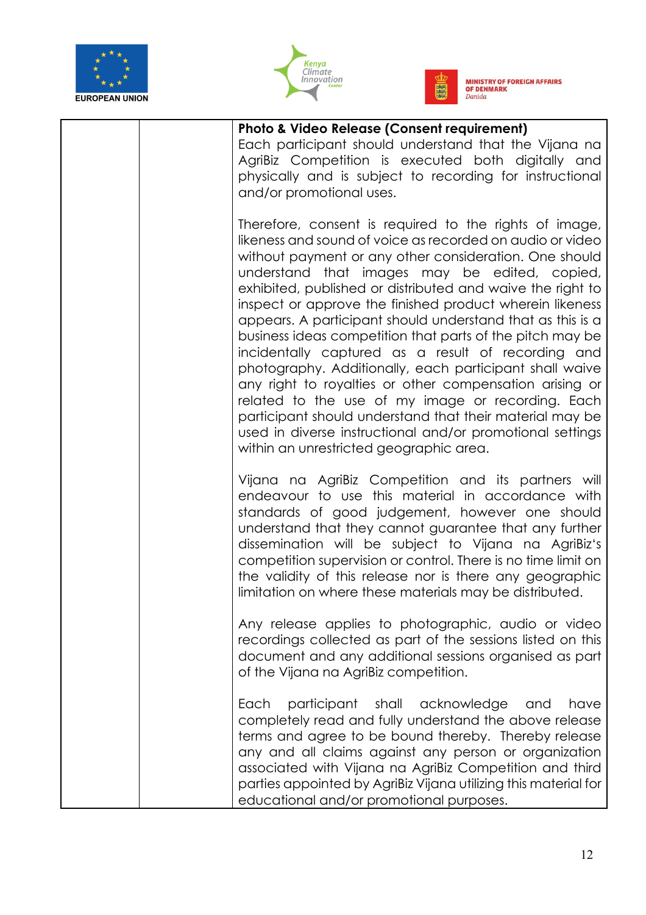| | | **Photo & Video Release (Consent requirement)**<br>Each participant should understand that the Vijana na AgriBiz Competition is executed both digitally and physically and is subject to recording for instructional and/or promotional uses.<br><br>Therefore, consent is required to the rights of image, likeness and sound of voice as recorded on audio or video without payment or any other consideration. One should understand that images may be edited, copied, exhibited, published or distributed and waive the right to inspect or approve the finished product wherein likeness appears. A participant should understand that as this is a business ideas competition that parts of the pitch may be incidentally captured as a result of recording and photography. Additionally, each participant shall waive any right to royalties or other compensation arising or related to the use of my image or recording. Each participant should understand that their material may be used in diverse instructional and/or promotional settings within an unrestricted geographic area.<br><br>Vijana na AgriBiz Competition and its partners will endeavour to use this material in accordance with standards of good judgement, however one should understand that they cannot guarantee that any further dissemination will be subject to Vijana na AgriBiz's competition supervision or control. There is no time limit on the validity of this release nor is there any geographic limitation on where these materials may be distributed.<br><br>Any release applies to photographic, audio or video recordings collected as part of the sessions listed on this document and any additional sessions organised as part of the Vijana na AgriBiz competition.<br><br>Each participant shall acknowledge and have completely read and fully understand the above release terms and agree to be bound thereby. Thereby release any and all claims against any person or organization associated with Vijana na AgriBiz Competition and third parties appointed by AgriBiz Vijana utilizing this material for educational and/or promotional purposes. |
|---|---|---|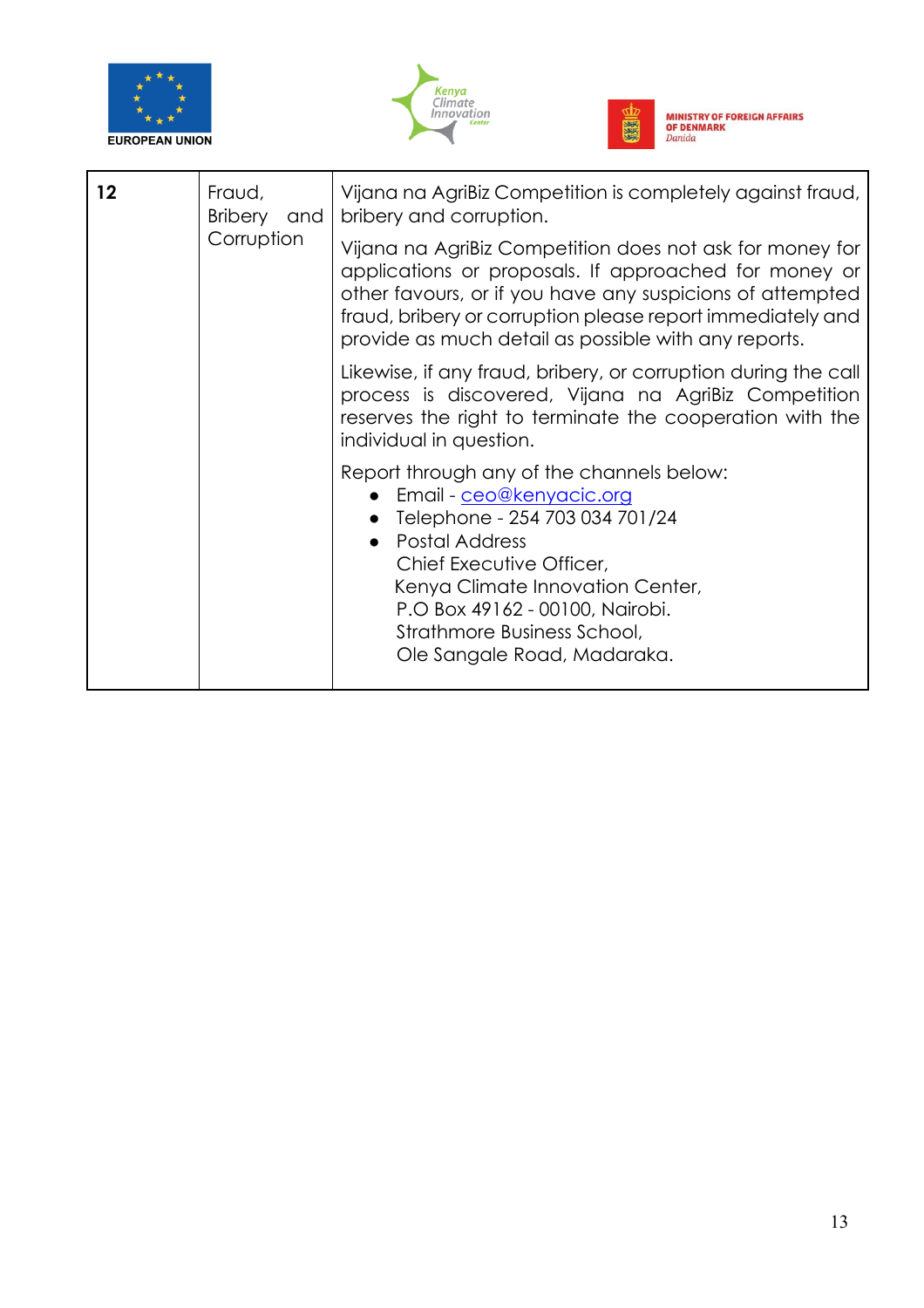| | | |
|---|---|---|
| **12** | Fraud, Bribery and Corruption | Vijana na AgriBiz Competition is completely against fraud, bribery and corruption.<br><br>Vijana na AgriBiz Competition does not ask for money for applications or proposals. If approached for money or other favours, or if you have any suspicions of attempted fraud, bribery or corruption please report immediately and provide as much detail as possible with any reports.<br><br>Likewise, if any fraud, bribery, or corruption during the call process is discovered, Vijana na AgriBiz Competition reserves the right to terminate the cooperation with the individual in question.<br><br>Report through any of the channels below:<br>• Email - ceo@kenyacic.org<br>• Telephone - 254 703 034 701/24<br>• Postal Address<br>Chief Executive Officer,<br>Kenya Climate Innovation Center,<br>P.O Box 49162 - 00100, Nairobi.<br>Strathmore Business School,<br>Ole Sangale Road, Madaraka. |